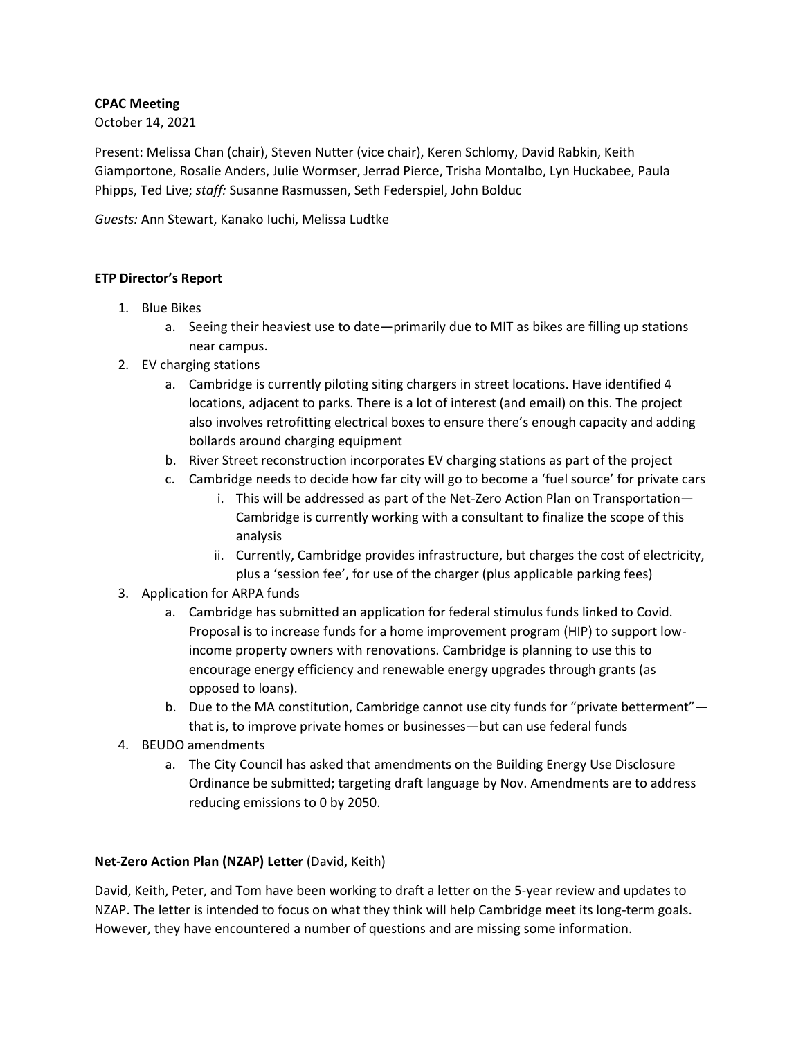**CPAC Meeting**

October 14, 2021

Present: Melissa Chan (chair), Steven Nutter (vice chair), Keren Schlomy, David Rabkin, Keith Giamportone, Rosalie Anders, Julie Wormser, Jerrad Pierce, Trisha Montalbo, Lyn Huckabee, Paula Phipps, Ted Live; *staff:* Susanne Rasmussen, Seth Federspiel, John Bolduc

*Guests:* Ann Stewart, Kanako Iuchi, Melissa Ludtke

**ETP Director's Report**

1. Blue Bikes
   a. Seeing their heaviest use to date—primarily due to MIT as bikes are filling up stations near campus.
2. EV charging stations
   a. Cambridge is currently piloting siting chargers in street locations. Have identified 4 locations, adjacent to parks. There is a lot of interest (and email) on this. The project also involves retrofitting electrical boxes to ensure there's enough capacity and adding bollards around charging equipment
   b. River Street reconstruction incorporates EV charging stations as part of the project
   c. Cambridge needs to decide how far city will go to become a 'fuel source' for private cars
      i. This will be addressed as part of the Net-Zero Action Plan on Transportation—Cambridge is currently working with a consultant to finalize the scope of this analysis
      ii. Currently, Cambridge provides infrastructure, but charges the cost of electricity, plus a 'session fee', for use of the charger (plus applicable parking fees)
3. Application for ARPA funds
   a. Cambridge has submitted an application for federal stimulus funds linked to Covid. Proposal is to increase funds for a home improvement program (HIP) to support low-income property owners with renovations. Cambridge is planning to use this to encourage energy efficiency and renewable energy upgrades through grants (as opposed to loans).
   b. Due to the MA constitution, Cambridge cannot use city funds for "private betterment"—that is, to improve private homes or businesses—but can use federal funds
4. BEUDO amendments
   a. The City Council has asked that amendments on the Building Energy Use Disclosure Ordinance be submitted; targeting draft language by Nov. Amendments are to address reducing emissions to 0 by 2050.

**Net-Zero Action Plan (NZAP) Letter** (David, Keith)

David, Keith, Peter, and Tom have been working to draft a letter on the 5-year review and updates to NZAP. The letter is intended to focus on what they think will help Cambridge meet its long-term goals. However, they have encountered a number of questions and are missing some information.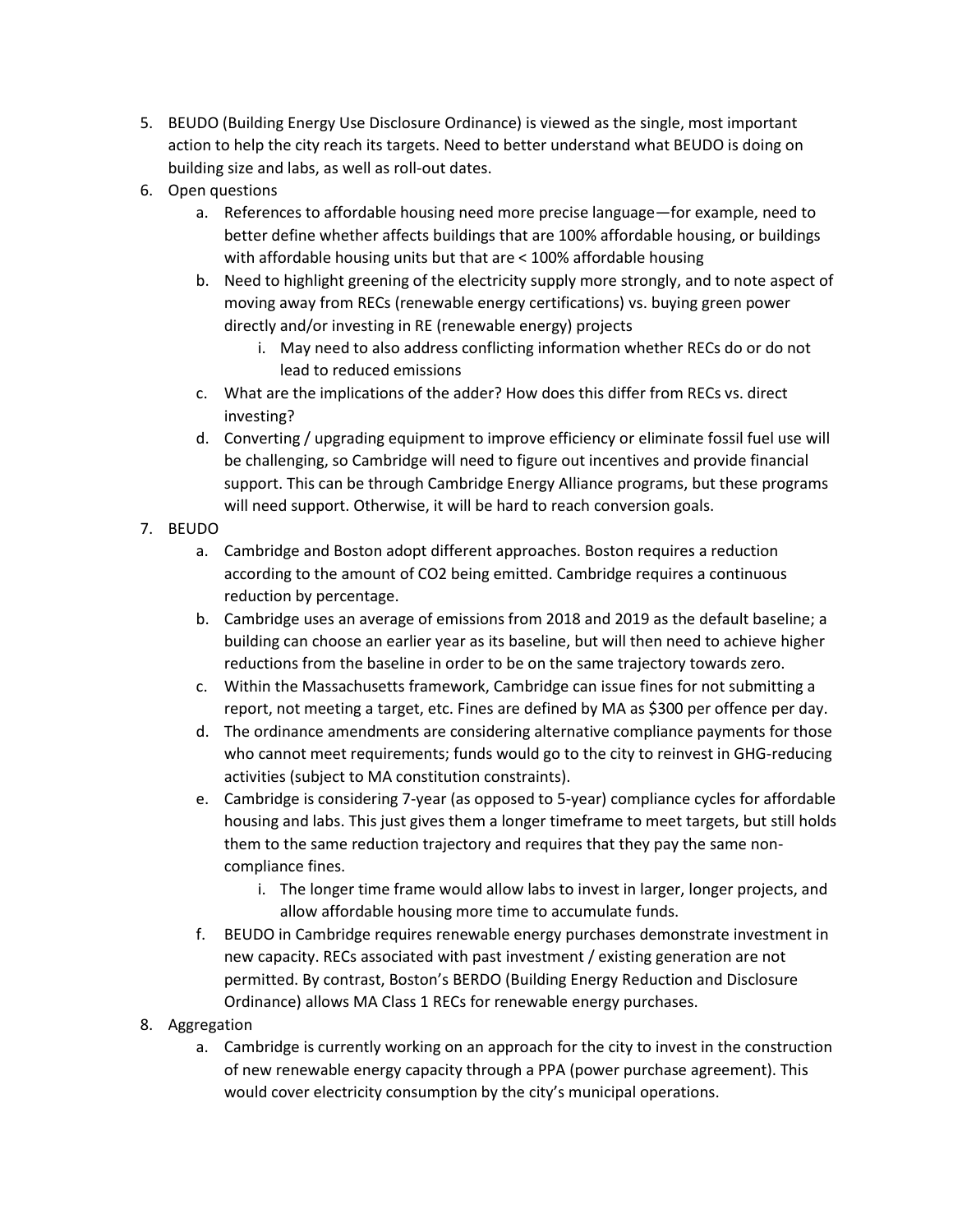5. BEUDO (Building Energy Use Disclosure Ordinance) is viewed as the single, most important action to help the city reach its targets. Need to better understand what BEUDO is doing on building size and labs, as well as roll-out dates.
6. Open questions
    a. References to affordable housing need more precise language—for example, need to better define whether affects buildings that are 100% affordable housing, or buildings with affordable housing units but that are < 100% affordable housing
    b. Need to highlight greening of the electricity supply more strongly, and to note aspect of moving away from RECs (renewable energy certifications) vs. buying green power directly and/or investing in RE (renewable energy) projects
        i. May need to also address conflicting information whether RECs do or do not lead to reduced emissions
    c. What are the implications of the adder? How does this differ from RECs vs. direct investing?
    d. Converting / upgrading equipment to improve efficiency or eliminate fossil fuel use will be challenging, so Cambridge will need to figure out incentives and provide financial support. This can be through Cambridge Energy Alliance programs, but these programs will need support. Otherwise, it will be hard to reach conversion goals.
7. BEUDO
    a. Cambridge and Boston adopt different approaches. Boston requires a reduction according to the amount of $CO_2$ being emitted. Cambridge requires a continuous reduction by percentage.
    b. Cambridge uses an average of emissions from 2018 and 2019 as the default baseline; a building can choose an earlier year as its baseline, but will then need to achieve higher reductions from the baseline in order to be on the same trajectory towards zero.
    c. Within the Massachusetts framework, Cambridge can issue fines for not submitting a report, not meeting a target, etc. Fines are defined by MA as $300 per offence per day.
    d. The ordinance amendments are considering alternative compliance payments for those who cannot meet requirements; funds would go to the city to reinvest in GHG-reducing activities (subject to MA constitution constraints).
    e. Cambridge is considering 7-year (as opposed to 5-year) compliance cycles for affordable housing and labs. This just gives them a longer timeframe to meet targets, but still holds them to the same reduction trajectory and requires that they pay the same non-compliance fines.
        i. The longer time frame would allow labs to invest in larger, longer projects, and allow affordable housing more time to accumulate funds.
    f. BEUDO in Cambridge requires renewable energy purchases demonstrate investment in new capacity. RECs associated with past investment / existing generation are not permitted. By contrast, Boston's BERDO (Building Energy Reduction and Disclosure Ordinance) allows MA Class 1 RECs for renewable energy purchases.
8. Aggregation
    a. Cambridge is currently working on an approach for the city to invest in the construction of new renewable energy capacity through a PPA (power purchase agreement). This would cover electricity consumption by the city's municipal operations.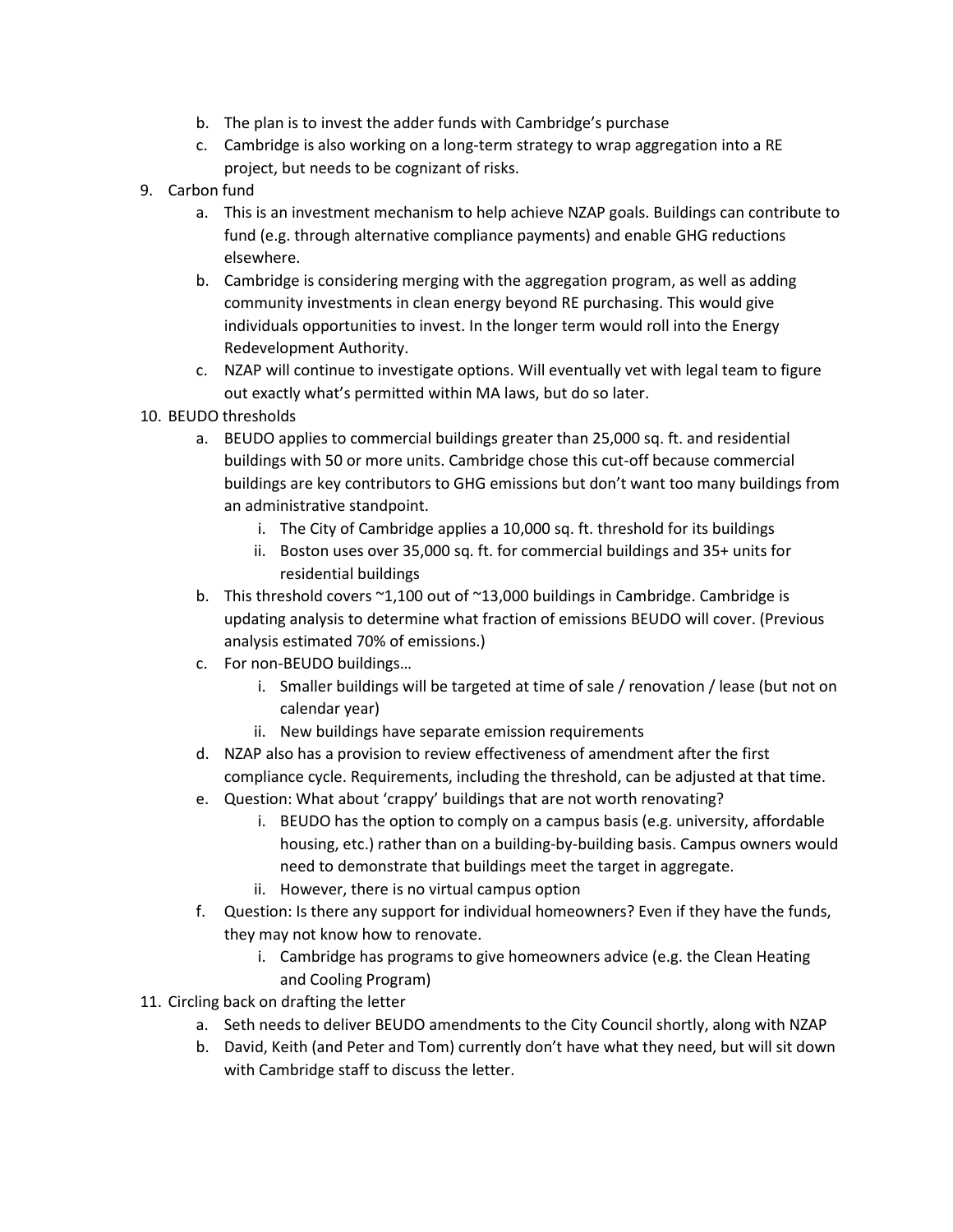b. The plan is to invest the adder funds with Cambridge's purchase
   c. Cambridge is also working on a long-term strategy to wrap aggregation into a RE project, but needs to be cognizant of risks.

9. Carbon fund
   a. This is an investment mechanism to help achieve NZAP goals. Buildings can contribute to fund (e.g. through alternative compliance payments) and enable GHG reductions elsewhere.
   b. Cambridge is considering merging with the aggregation program, as well as adding community investments in clean energy beyond RE purchasing. This would give individuals opportunities to invest. In the longer term would roll into the Energy Redevelopment Authority.
   c. NZAP will continue to investigate options. Will eventually vet with legal team to figure out exactly what's permitted within MA laws, but do so later.

10. BEUDO thresholds
    a. BEUDO applies to commercial buildings greater than 25,000 sq. ft. and residential buildings with 50 or more units. Cambridge chose this cut-off because commercial buildings are key contributors to GHG emissions but don't want too many buildings from an administrative standpoint.
       i. The City of Cambridge applies a 10,000 sq. ft. threshold for its buildings
       ii. Boston uses over 35,000 sq. ft. for commercial buildings and 35+ units for residential buildings
    b. This threshold covers ~1,100 out of ~13,000 buildings in Cambridge. Cambridge is updating analysis to determine what fraction of emissions BEUDO will cover. (Previous analysis estimated 70% of emissions.)
    c. For non-BEUDO buildings…
       i. Smaller buildings will be targeted at time of sale / renovation / lease (but not on calendar year)
       ii. New buildings have separate emission requirements
    d. NZAP also has a provision to review effectiveness of amendment after the first compliance cycle. Requirements, including the threshold, can be adjusted at that time.
    e. Question: What about 'crappy' buildings that are not worth renovating?
       i. BEUDO has the option to comply on a campus basis (e.g. university, affordable housing, etc.) rather than on a building-by-building basis. Campus owners would need to demonstrate that buildings meet the target in aggregate.
       ii. However, there is no virtual campus option
    f. Question: Is there any support for individual homeowners? Even if they have the funds, they may not know how to renovate.
       i. Cambridge has programs to give homeowners advice (e.g. the Clean Heating and Cooling Program)

11. Circling back on drafting the letter
    a. Seth needs to deliver BEUDO amendments to the City Council shortly, along with NZAP
    b. David, Keith (and Peter and Tom) currently don't have what they need, but will sit down with Cambridge staff to discuss the letter.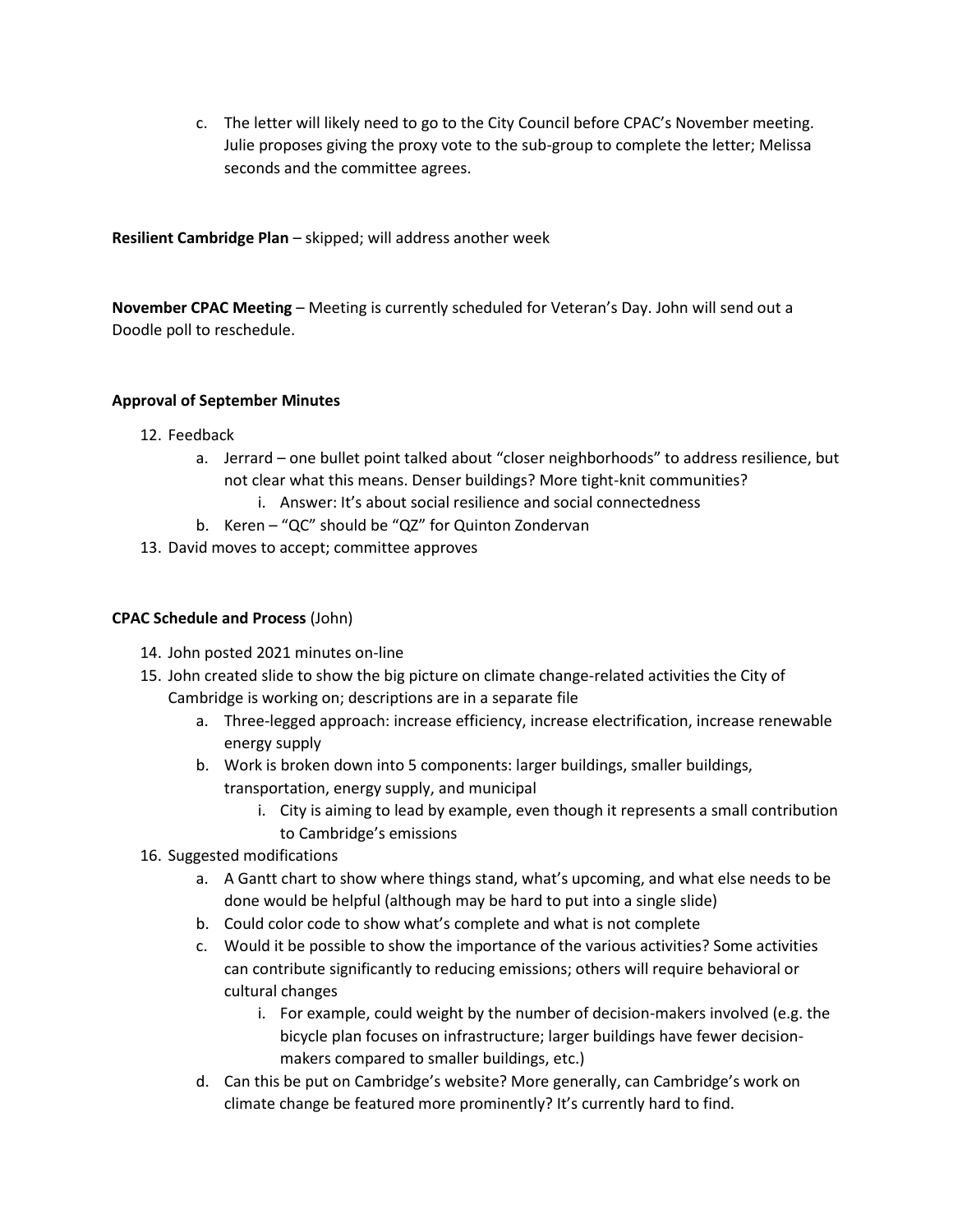c. The letter will likely need to go to the City Council before CPAC's November meeting. Julie proposes giving the proxy vote to the sub-group to complete the letter; Melissa seconds and the committee agrees.

**Resilient Cambridge Plan** – skipped; will address another week

**November CPAC Meeting** – Meeting is currently scheduled for Veteran's Day. John will send out a Doodle poll to reschedule.

**Approval of September Minutes**

12. Feedback
    a. Jerrard – one bullet point talked about "closer neighborhoods" to address resilience, but not clear what this means. Denser buildings? More tight-knit communities?
        i. Answer: It's about social resilience and social connectedness
    b. Keren – "QC" should be "QZ" for Quinton Zondervan
13. David moves to accept; committee approves

**CPAC Schedule and Process** (John)

14. John posted 2021 minutes on-line
15. John created slide to show the big picture on climate change-related activities the City of Cambridge is working on; descriptions are in a separate file
    a. Three-legged approach: increase efficiency, increase electrification, increase renewable energy supply
    b. Work is broken down into 5 components: larger buildings, smaller buildings, transportation, energy supply, and municipal
        i. City is aiming to lead by example, even though it represents a small contribution to Cambridge's emissions
16. Suggested modifications
    a. A Gantt chart to show where things stand, what's upcoming, and what else needs to be done would be helpful (although may be hard to put into a single slide)
    b. Could color code to show what's complete and what is not complete
    c. Would it be possible to show the importance of the various activities? Some activities can contribute significantly to reducing emissions; others will require behavioral or cultural changes
        i. For example, could weight by the number of decision-makers involved (e.g. the bicycle plan focuses on infrastructure; larger buildings have fewer decision-makers compared to smaller buildings, etc.)
    d. Can this be put on Cambridge's website? More generally, can Cambridge's work on climate change be featured more prominently? It's currently hard to find.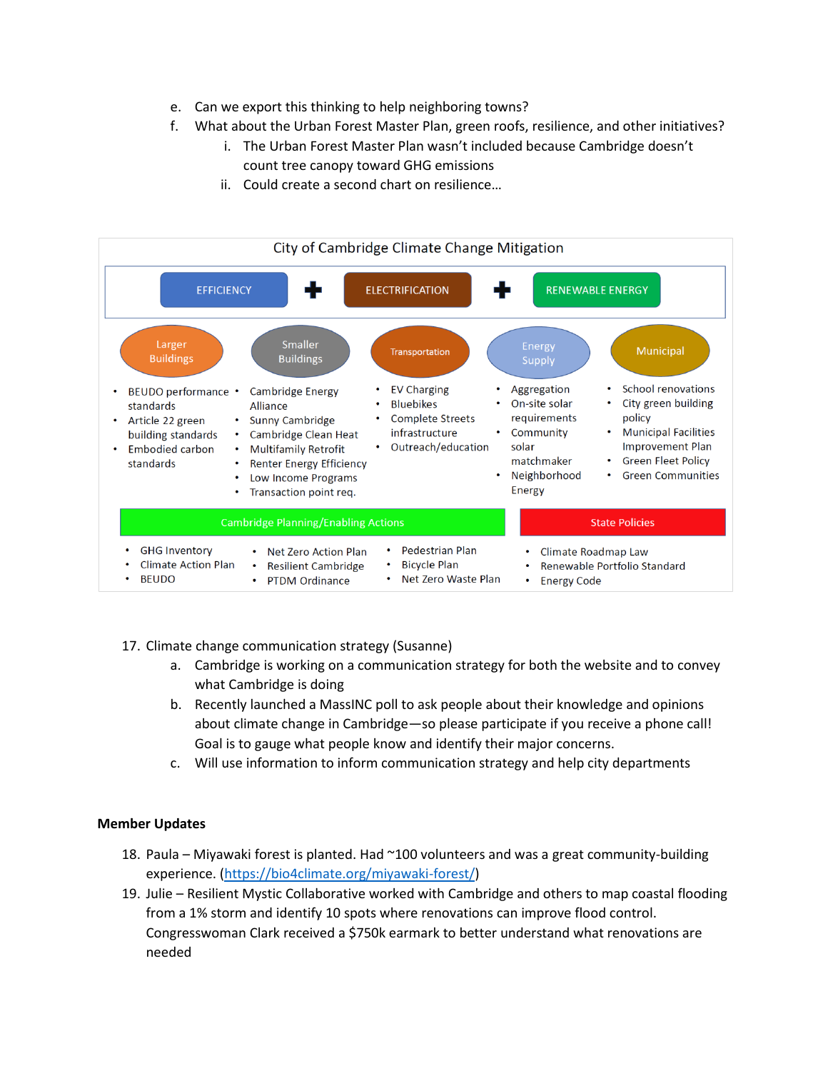e. Can we export this thinking to help neighboring towns?
f. What about the Urban Forest Master Plan, green roofs, resilience, and other initiatives?
    i. The Urban Forest Master Plan wasn't included because Cambridge doesn't count tree canopy toward GHG emissions
    ii. Could create a second chart on resilience…

**City of Cambridge Climate Change Mitigation**

EFFICIENCY + ELECTRIFICATION + RENEWABLE ENERGY

**Larger Buildings**
- BEUDO performance standards
- Article 22 green building standards
- Embodied carbon standards

**Smaller Buildings**
- Cambridge Energy Alliance
- Sunny Cambridge
- Cambridge Clean Heat
- Multifamily Retrofit
- Renter Energy Efficiency
- Low Income Programs
- Transaction point req.

**Transportation**
- EV Charging
- Bluebikes
- Complete Streets infrastructure
- Outreach/education

**Energy Supply**
- Aggregation
- On-site solar requirements
- Community solar matchmaker
- Neighborhood Energy

**Municipal**
- School renovations
- City green building policy
- Municipal Facilities Improvement Plan
- Green Fleet Policy
- Green Communities

**Cambridge Planning/Enabling Actions**
- GHG Inventory
- Climate Action Plan
- BEUDO
- Net Zero Action Plan
- Resilient Cambridge
- PTDM Ordinance
- Pedestrian Plan
- Bicycle Plan
- Net Zero Waste Plan

**State Policies**
- Climate Roadmap Law
- Renewable Portfolio Standard
- Energy Code

17. Climate change communication strategy (Susanne)
    a. Cambridge is working on a communication strategy for both the website and to convey what Cambridge is doing
    b. Recently launched a MassINC poll to ask people about their knowledge and opinions about climate change in Cambridge—so please participate if you receive a phone call! Goal is to gauge what people know and identify their major concerns.
    c. Will use information to inform communication strategy and help city departments

**Member Updates**

18. Paula – Miyawaki forest is planted. Had ~100 volunteers and was a great community-building experience. (https://bio4climate.org/miyawaki-forest/)
19. Julie – Resilient Mystic Collaborative worked with Cambridge and others to map coastal flooding from a 1% storm and identify 10 spots where renovations can improve flood control. Congresswoman Clark received a $750k earmark to better understand what renovations are needed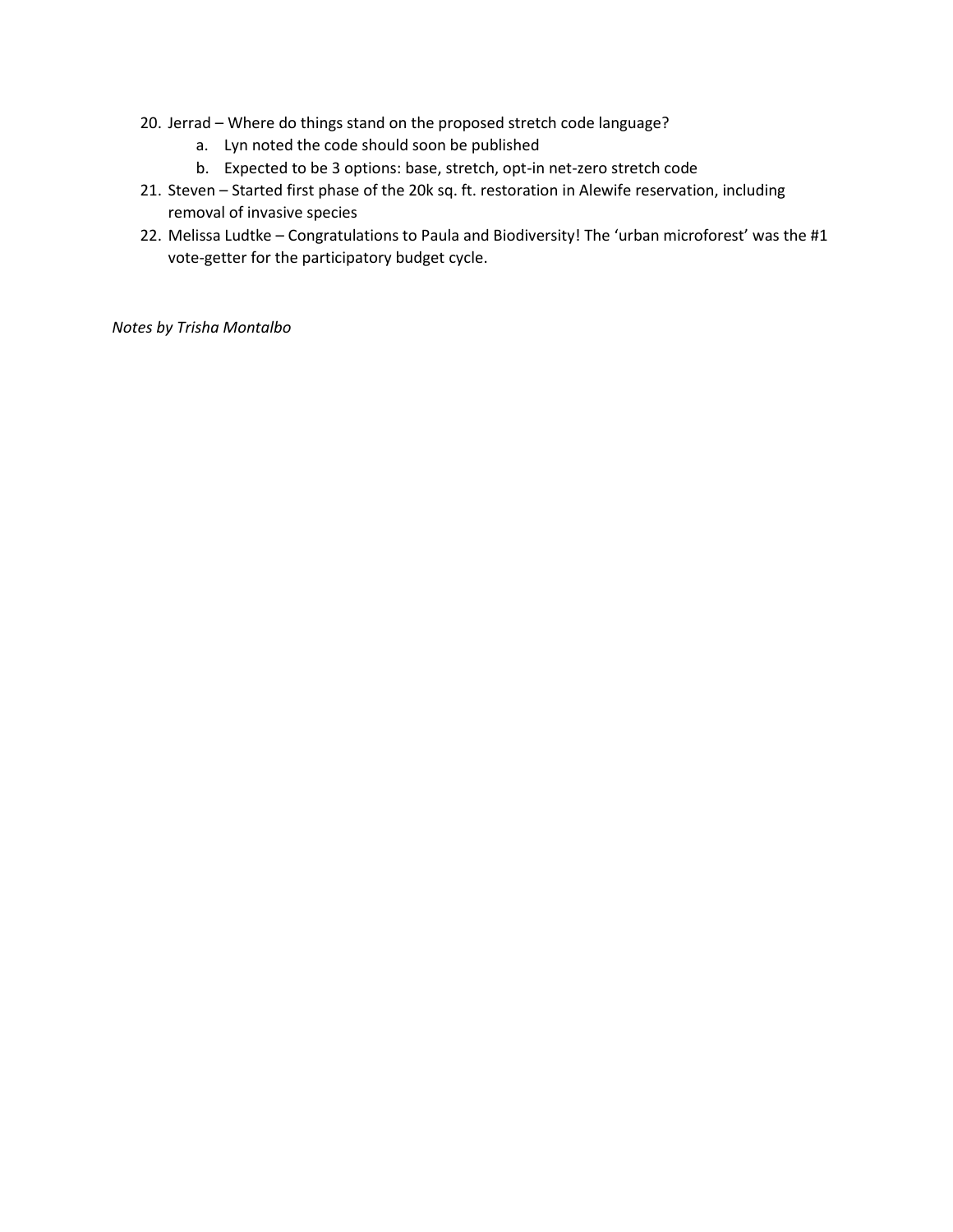20. Jerrad – Where do things stand on the proposed stretch code language?
    a. Lyn noted the code should soon be published
    b. Expected to be 3 options: base, stretch, opt-in net-zero stretch code
21. Steven – Started first phase of the 20k sq. ft. restoration in Alewife reservation, including removal of invasive species
22. Melissa Ludtke – Congratulations to Paula and Biodiversity! The 'urban microforest' was the #1 vote-getter for the participatory budget cycle.

*Notes by Trisha Montalbo*